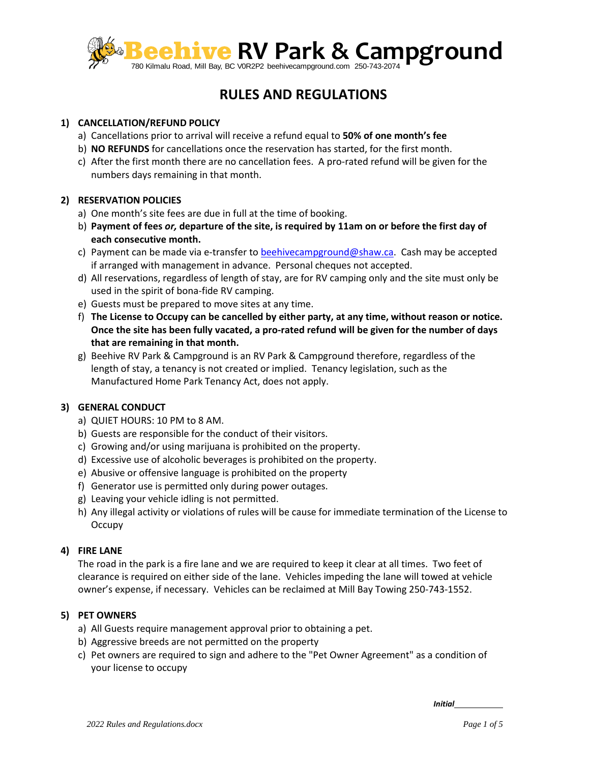# Beehive RV Park & Campground

780 Kilmalu Road, Mill Bay, BC V0R2P2 beehivecampground.com 250-743-2074

## RULES AND REGULATIONS

### 1) CANCELLATION/REFUND POLICY

a) Cancellations prior to arrival will receive a refund equal to **50% of one month's fee**

b) **NO REFUNDS** for cancellations once the reservation has started, for the first month.

c) After the first month there are no cancellation fees. A pro-rated refund will be given for the numbers days remaining in that month.

### 2) RESERVATION POLICIES

a) One month's site fees are due in full at the time of booking.

b) **Payment of fees *or,* departure of the site, is required by 11am on or before the first day of each consecutive month.**

c) Payment can be made via e-transfer to beehivecampground@shaw.ca. Cash may be accepted if arranged with management in advance. Personal cheques not accepted.

d) All reservations, regardless of length of stay, are for RV camping only and the site must only be used in the spirit of bona-fide RV camping.

e) Guests must be prepared to move sites at any time.

f) **The License to Occupy can be cancelled by either party, at any time, without reason or notice. Once the site has been fully vacated, a pro-rated refund will be given for the number of days that are remaining in that month.**

g) Beehive RV Park & Campground is an RV Park & Campground therefore, regardless of the length of stay, a tenancy is not created or implied. Tenancy legislation, such as the Manufactured Home Park Tenancy Act, does not apply.

### 3) GENERAL CONDUCT

a) QUIET HOURS: 10 PM to 8 AM.

b) Guests are responsible for the conduct of their visitors.

c) Growing and/or using marijuana is prohibited on the property.

d) Excessive use of alcoholic beverages is prohibited on the property.

e) Abusive or offensive language is prohibited on the property

f) Generator use is permitted only during power outages.

g) Leaving your vehicle idling is not permitted.

h) Any illegal activity or violations of rules will be cause for immediate termination of the License to Occupy

### 4) FIRE LANE

The road in the park is a fire lane and we are required to keep it clear at all times. Two feet of clearance is required on either side of the lane. Vehicles impeding the lane will towed at vehicle owner's expense, if necessary. Vehicles can be reclaimed at Mill Bay Towing 250-743-1552.

### 5) PET OWNERS

a) All Guests require management approval prior to obtaining a pet.

b) Aggressive breeds are not permitted on the property

c) Pet owners are required to sign and adhere to the "Pet Owner Agreement" as a condition of your license to occupy

***Initial***\_\_\_\_\_\_\_\_\_\_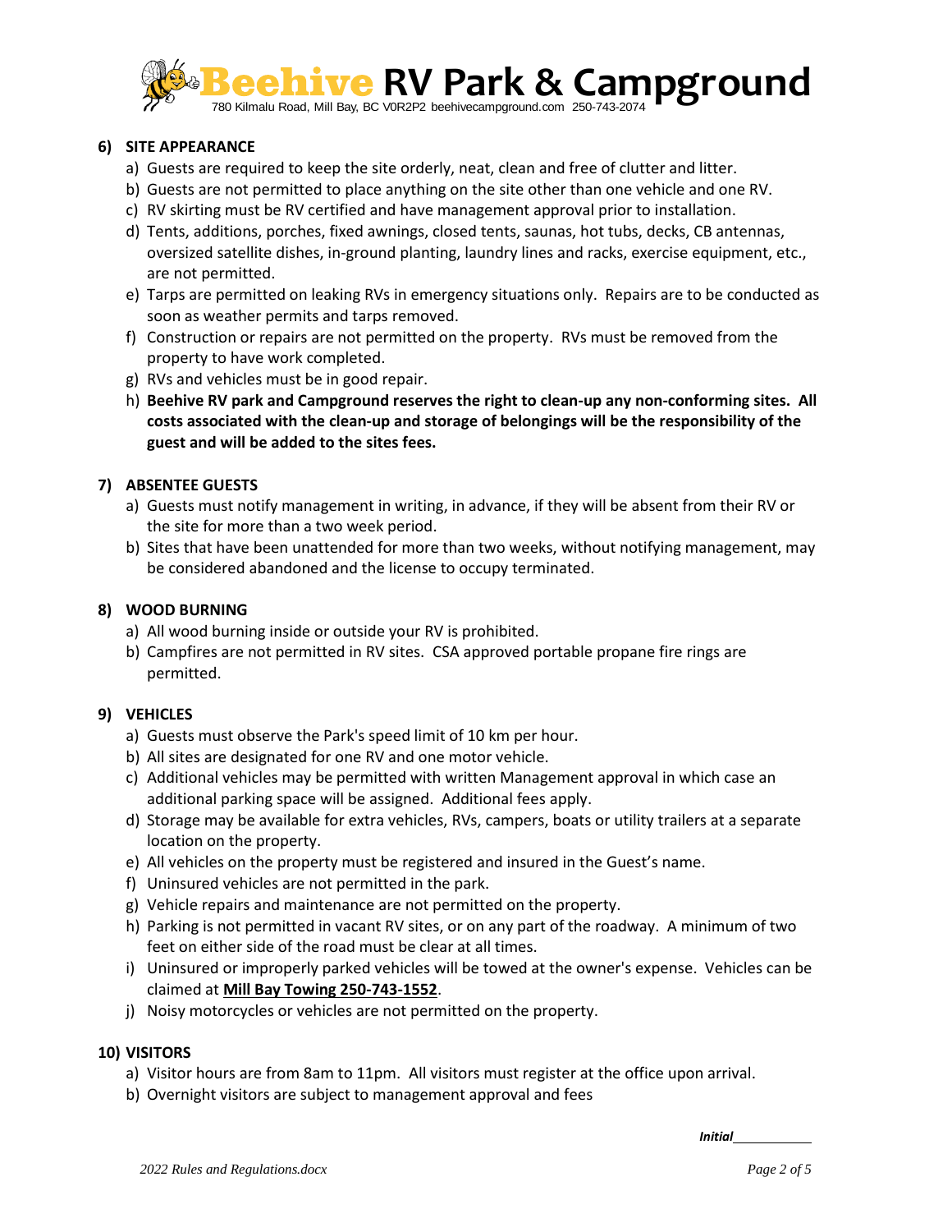## 6) SITE APPEARANCE

a) Guests are required to keep the site orderly, neat, clean and free of clutter and litter.
b) Guests are not permitted to place anything on the site other than one vehicle and one RV.
c) RV skirting must be RV certified and have management approval prior to installation.
d) Tents, additions, porches, fixed awnings, closed tents, saunas, hot tubs, decks, CB antennas, oversized satellite dishes, in-ground planting, laundry lines and racks, exercise equipment, etc., are not permitted.
e) Tarps are permitted on leaking RVs in emergency situations only. Repairs are to be conducted as soon as weather permits and tarps removed.
f) Construction or repairs are not permitted on the property. RVs must be removed from the property to have work completed.
g) RVs and vehicles must be in good repair.
h) **Beehive RV park and Campground reserves the right to clean-up any non-conforming sites. All costs associated with the clean-up and storage of belongings will be the responsibility of the guest and will be added to the sites fees.**

## 7) ABSENTEE GUESTS

a) Guests must notify management in writing, in advance, if they will be absent from their RV or the site for more than a two week period.
b) Sites that have been unattended for more than two weeks, without notifying management, may be considered abandoned and the license to occupy terminated.

## 8) WOOD BURNING

a) All wood burning inside or outside your RV is prohibited.
b) Campfires are not permitted in RV sites. CSA approved portable propane fire rings are permitted.

## 9) VEHICLES

a) Guests must observe the Park's speed limit of 10 km per hour.
b) All sites are designated for one RV and one motor vehicle.
c) Additional vehicles may be permitted with written Management approval in which case an additional parking space will be assigned. Additional fees apply.
d) Storage may be available for extra vehicles, RVs, campers, boats or utility trailers at a separate location on the property.
e) All vehicles on the property must be registered and insured in the Guest's name.
f) Uninsured vehicles are not permitted in the park.
g) Vehicle repairs and maintenance are not permitted on the property.
h) Parking is not permitted in vacant RV sites, or on any part of the roadway. A minimum of two feet on either side of the road must be clear at all times.
i) Uninsured or improperly parked vehicles will be towed at the owner's expense. Vehicles can be claimed at **Mill Bay Towing 250-743-1552**.
j) Noisy motorcycles or vehicles are not permitted on the property.

## 10) VISITORS

a) Visitor hours are from 8am to 11pm. All visitors must register at the office upon arrival.
b) Overnight visitors are subject to management approval and fees

***Initial***___________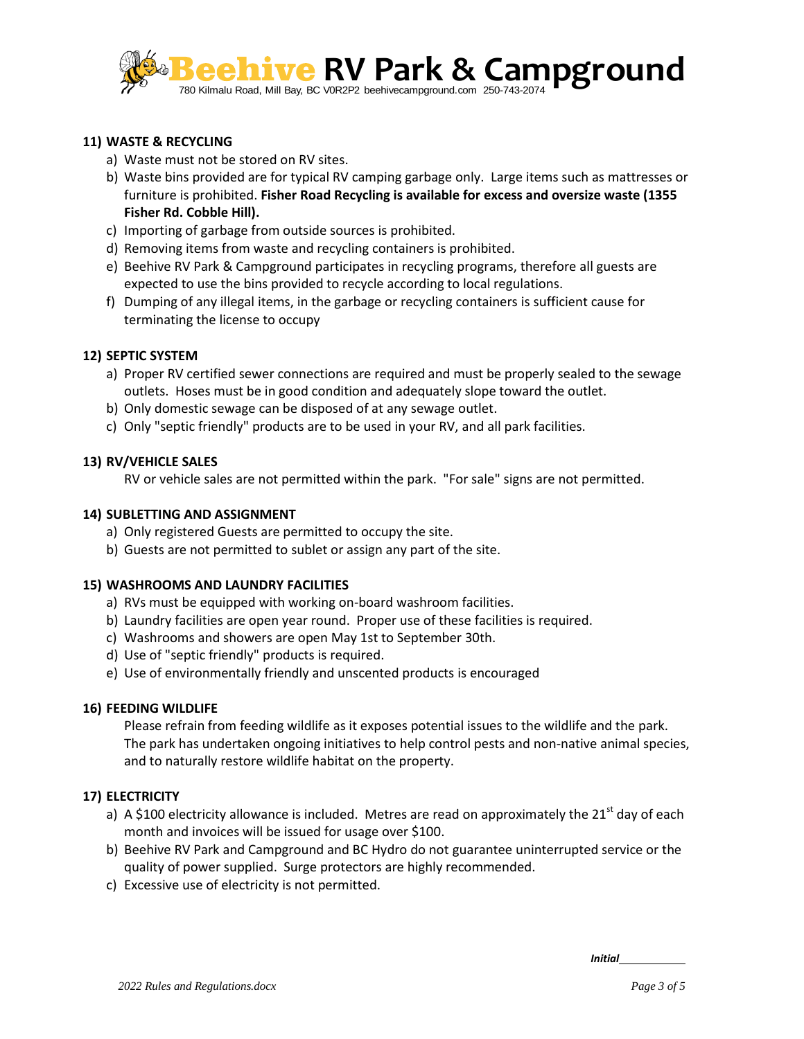## 11) WASTE & RECYCLING

a) Waste must not be stored on RV sites.
b) Waste bins provided are for typical RV camping garbage only. Large items such as mattresses or furniture is prohibited. **Fisher Road Recycling is available for excess and oversize waste (1355 Fisher Rd. Cobble Hill).**
c) Importing of garbage from outside sources is prohibited.
d) Removing items from waste and recycling containers is prohibited.
e) Beehive RV Park & Campground participates in recycling programs, therefore all guests are expected to use the bins provided to recycle according to local regulations.
f) Dumping of any illegal items, in the garbage or recycling containers is sufficient cause for terminating the license to occupy

## 12) SEPTIC SYSTEM

a) Proper RV certified sewer connections are required and must be properly sealed to the sewage outlets. Hoses must be in good condition and adequately slope toward the outlet.
b) Only domestic sewage can be disposed of at any sewage outlet.
c) Only "septic friendly" products are to be used in your RV, and all park facilities.

## 13) RV/VEHICLE SALES

RV or vehicle sales are not permitted within the park. "For sale" signs are not permitted.

## 14) SUBLETTING AND ASSIGNMENT

a) Only registered Guests are permitted to occupy the site.
b) Guests are not permitted to sublet or assign any part of the site.

## 15) WASHROOMS AND LAUNDRY FACILITIES

a) RVs must be equipped with working on-board washroom facilities.
b) Laundry facilities are open year round. Proper use of these facilities is required.
c) Washrooms and showers are open May 1st to September 30th.
d) Use of "septic friendly" products is required.
e) Use of environmentally friendly and unscented products is encouraged

## 16) FEEDING WILDLIFE

Please refrain from feeding wildlife as it exposes potential issues to the wildlife and the park. The park has undertaken ongoing initiatives to help control pests and non-native animal species, and to naturally restore wildlife habitat on the property.

## 17) ELECTRICITY

a) A $100 electricity allowance is included. Metres are read on approximately the 21st day of each month and invoices will be issued for usage over $100.
b) Beehive RV Park and Campground and BC Hydro do not guarantee uninterrupted service or the quality of power supplied. Surge protectors are highly recommended.
c) Excessive use of electricity is not permitted.

***Initial*** ___________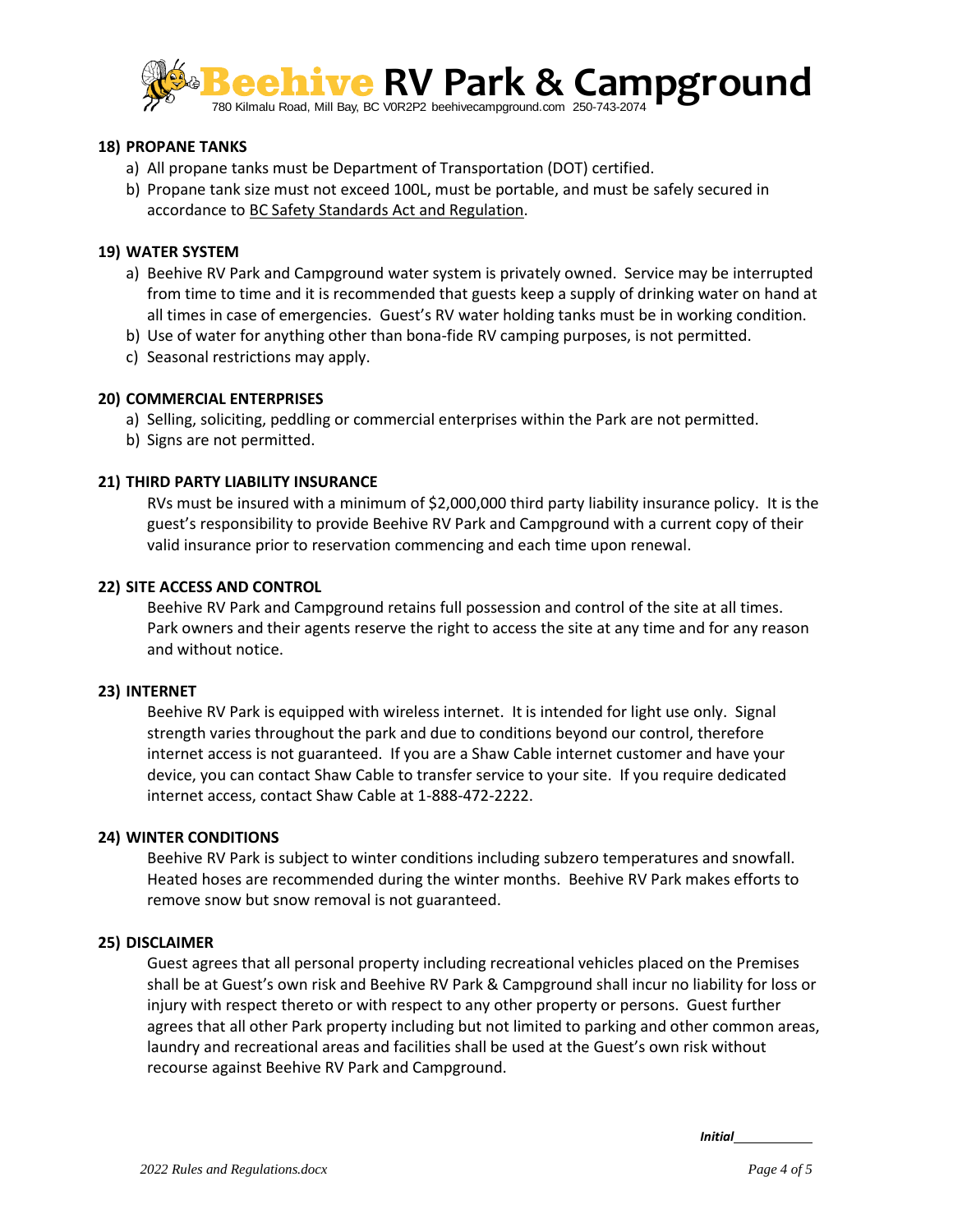### 18) PROPANE TANKS

a) All propane tanks must be Department of Transportation (DOT) certified.
b) Propane tank size must not exceed 100L, must be portable, and must be safely secured in accordance to BC Safety Standards Act and Regulation.

### 19) WATER SYSTEM

a) Beehive RV Park and Campground water system is privately owned. Service may be interrupted from time to time and it is recommended that guests keep a supply of drinking water on hand at all times in case of emergencies. Guest's RV water holding tanks must be in working condition.
b) Use of water for anything other than bona-fide RV camping purposes, is not permitted.
c) Seasonal restrictions may apply.

### 20) COMMERCIAL ENTERPRISES

a) Selling, soliciting, peddling or commercial enterprises within the Park are not permitted.
b) Signs are not permitted.

### 21) THIRD PARTY LIABILITY INSURANCE

RVs must be insured with a minimum of $2,000,000 third party liability insurance policy. It is the guest's responsibility to provide Beehive RV Park and Campground with a current copy of their valid insurance prior to reservation commencing and each time upon renewal.

### 22) SITE ACCESS AND CONTROL

Beehive RV Park and Campground retains full possession and control of the site at all times. Park owners and their agents reserve the right to access the site at any time and for any reason and without notice.

### 23) INTERNET

Beehive RV Park is equipped with wireless internet. It is intended for light use only. Signal strength varies throughout the park and due to conditions beyond our control, therefore internet access is not guaranteed. If you are a Shaw Cable internet customer and have your device, you can contact Shaw Cable to transfer service to your site. If you require dedicated internet access, contact Shaw Cable at 1-888-472-2222.

### 24) WINTER CONDITIONS

Beehive RV Park is subject to winter conditions including subzero temperatures and snowfall. Heated hoses are recommended during the winter months. Beehive RV Park makes efforts to remove snow but snow removal is not guaranteed.

### 25) DISCLAIMER

Guest agrees that all personal property including recreational vehicles placed on the Premises shall be at Guest's own risk and Beehive RV Park & Campground shall incur no liability for loss or injury with respect thereto or with respect to any other property or persons. Guest further agrees that all other Park property including but not limited to parking and other common areas, laundry and recreational areas and facilities shall be used at the Guest's own risk without recourse against Beehive RV Park and Campground.

***Initial*** ___________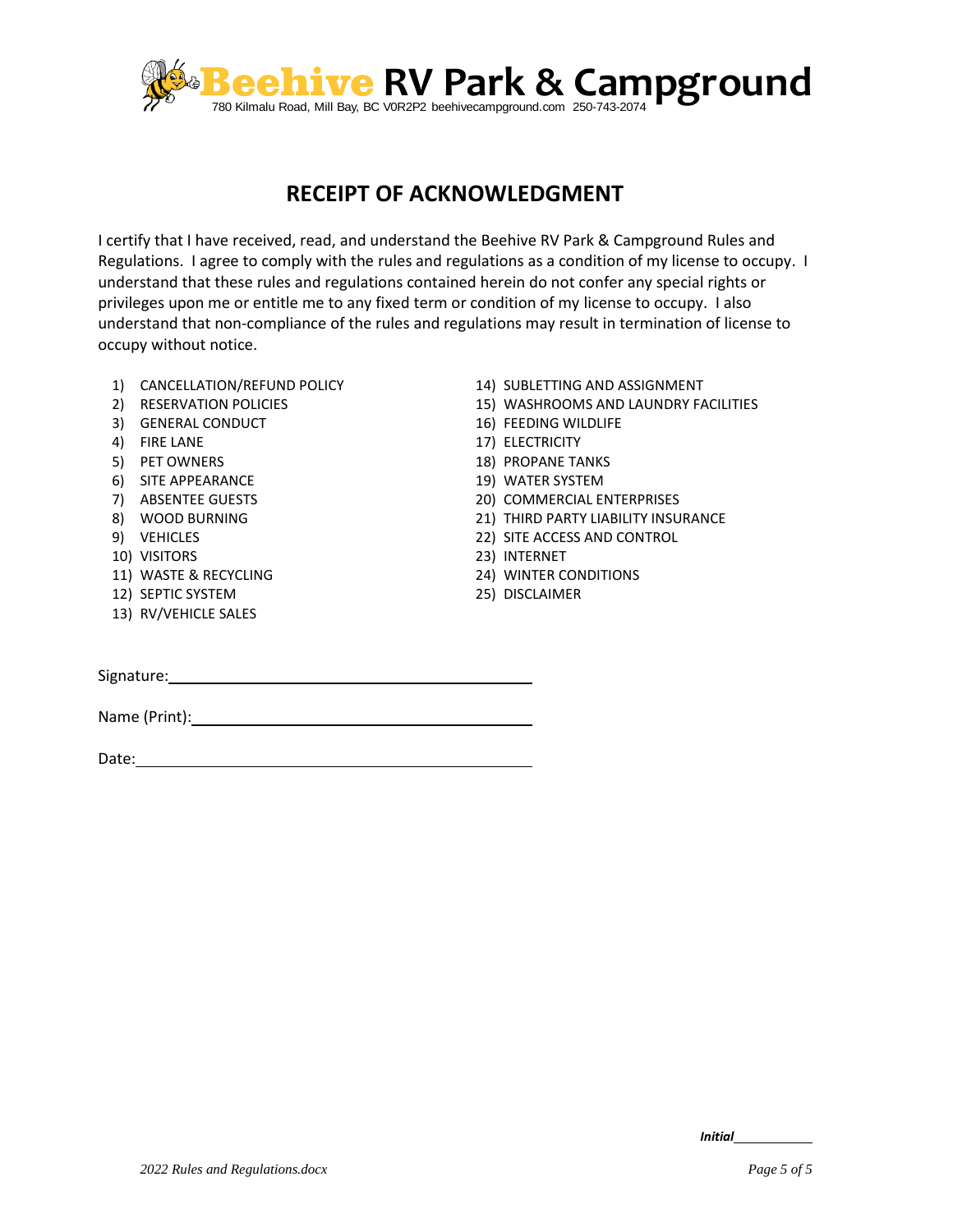**Beehive RV Park & Campground**
780 Kilmalu Road, Mill Bay, BC V0R2P2 beehivecampground.com 250-743-2074

## RECEIPT OF ACKNOWLEDGMENT

I certify that I have received, read, and understand the Beehive RV Park & Campground Rules and Regulations. I agree to comply with the rules and regulations as a condition of my license to occupy. I understand that these rules and regulations contained herein do not confer any special rights or privileges upon me or entitle me to any fixed term or condition of my license to occupy. I also understand that non-compliance of the rules and regulations may result in termination of license to occupy without notice.

1) CANCELLATION/REFUND POLICY
2) RESERVATION POLICIES
3) GENERAL CONDUCT
4) FIRE LANE
5) PET OWNERS
6) SITE APPEARANCE
7) ABSENTEE GUESTS
8) WOOD BURNING
9) VEHICLES
10) VISITORS
11) WASTE & RECYCLING
12) SEPTIC SYSTEM
13) RV/VEHICLE SALES
14) SUBLETTING AND ASSIGNMENT
15) WASHROOMS AND LAUNDRY FACILITIES
16) FEEDING WILDLIFE
17) ELECTRICITY
18) PROPANE TANKS
19) WATER SYSTEM
20) COMMERCIAL ENTERPRISES
21) THIRD PARTY LIABILITY INSURANCE
22) SITE ACCESS AND CONTROL
23) INTERNET
24) WINTER CONDITIONS
25) DISCLAIMER

Signature: ____________________________________

Name (Print): ____________________________________

Date: ____________________________________

***Initial*** __________